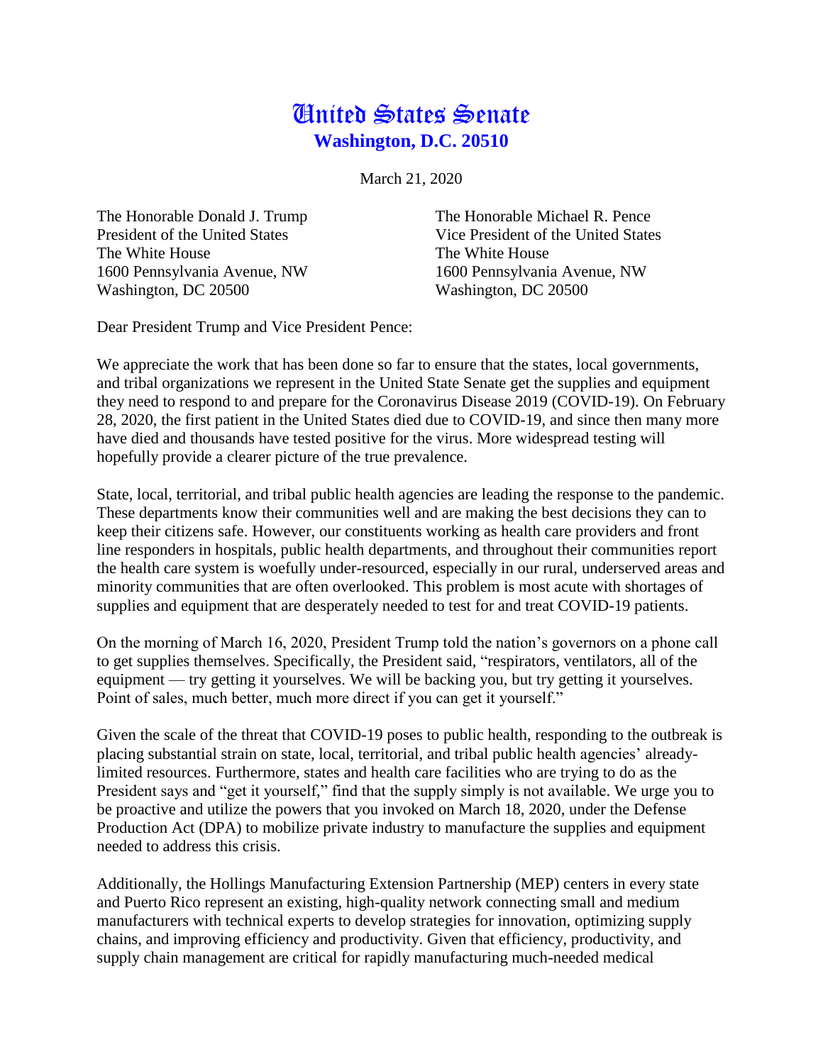# United States Senate

**Washington, D.C. 20510**

March 21, 2020

The Honorable Donald J. Trump
President of the United States
The White House
1600 Pennsylvania Avenue, NW
Washington, DC 20500

The Honorable Michael R. Pence
Vice President of the United States
The White House
1600 Pennsylvania Avenue, NW
Washington, DC 20500

Dear President Trump and Vice President Pence:

We appreciate the work that has been done so far to ensure that the states, local governments, and tribal organizations we represent in the United State Senate get the supplies and equipment they need to respond to and prepare for the Coronavirus Disease 2019 (COVID-19). On February 28, 2020, the first patient in the United States died due to COVID-19, and since then many more have died and thousands have tested positive for the virus. More widespread testing will hopefully provide a clearer picture of the true prevalence.

State, local, territorial, and tribal public health agencies are leading the response to the pandemic. These departments know their communities well and are making the best decisions they can to keep their citizens safe. However, our constituents working as health care providers and front line responders in hospitals, public health departments, and throughout their communities report the health care system is woefully under-resourced, especially in our rural, underserved areas and minority communities that are often overlooked. This problem is most acute with shortages of supplies and equipment that are desperately needed to test for and treat COVID-19 patients.

On the morning of March 16, 2020, President Trump told the nation's governors on a phone call to get supplies themselves. Specifically, the President said, "respirators, ventilators, all of the equipment — try getting it yourselves. We will be backing you, but try getting it yourselves. Point of sales, much better, much more direct if you can get it yourself."

Given the scale of the threat that COVID-19 poses to public health, responding to the outbreak is placing substantial strain on state, local, territorial, and tribal public health agencies' already-limited resources. Furthermore, states and health care facilities who are trying to do as the President says and "get it yourself," find that the supply simply is not available. We urge you to be proactive and utilize the powers that you invoked on March 18, 2020, under the Defense Production Act (DPA) to mobilize private industry to manufacture the supplies and equipment needed to address this crisis.

Additionally, the Hollings Manufacturing Extension Partnership (MEP) centers in every state and Puerto Rico represent an existing, high-quality network connecting small and medium manufacturers with technical experts to develop strategies for innovation, optimizing supply chains, and improving efficiency and productivity. Given that efficiency, productivity, and supply chain management are critical for rapidly manufacturing much-needed medical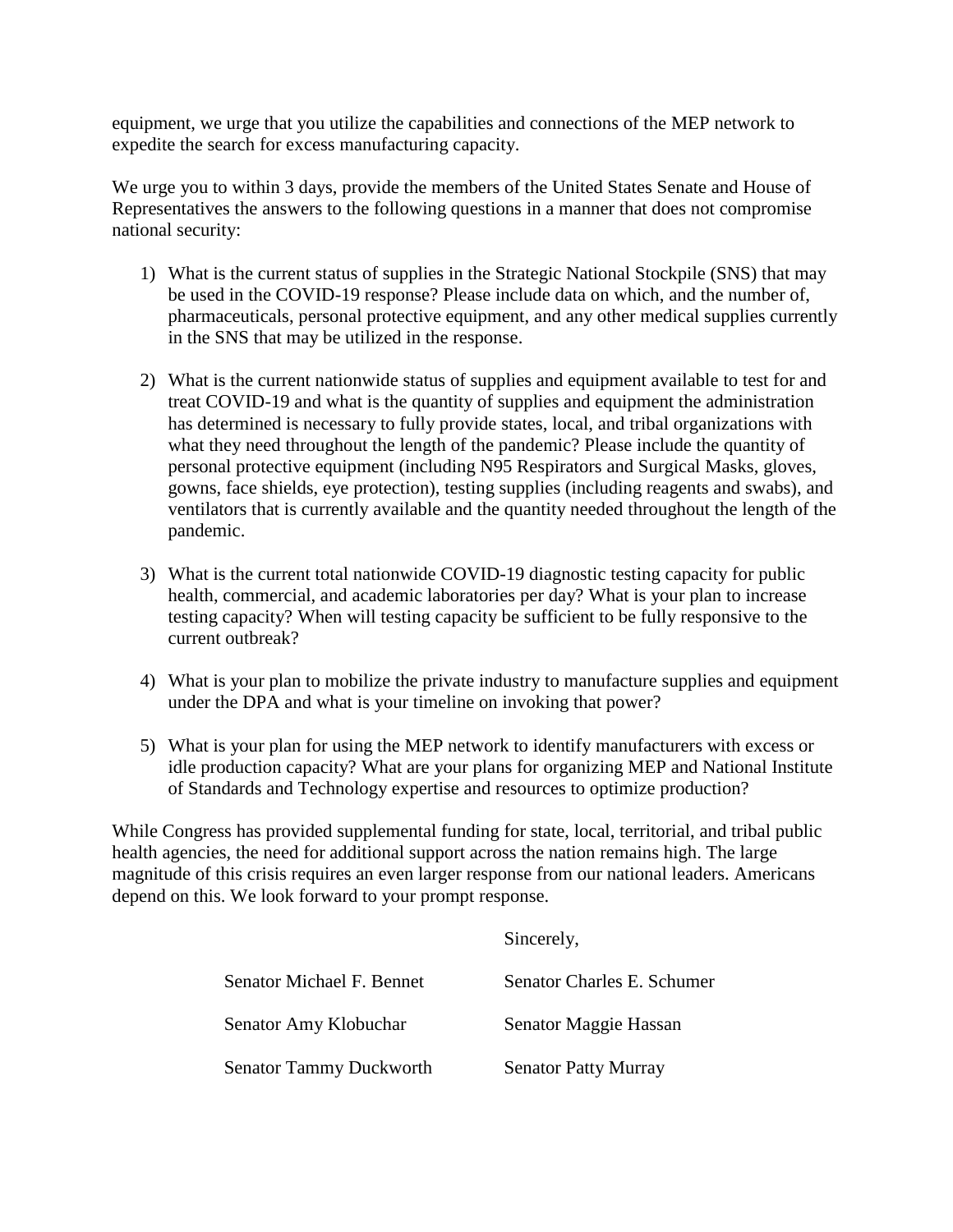equipment, we urge that you utilize the capabilities and connections of the MEP network to expedite the search for excess manufacturing capacity.

We urge you to within 3 days, provide the members of the United States Senate and House of Representatives the answers to the following questions in a manner that does not compromise national security:

1) What is the current status of supplies in the Strategic National Stockpile (SNS) that may be used in the COVID-19 response? Please include data on which, and the number of, pharmaceuticals, personal protective equipment, and any other medical supplies currently in the SNS that may be utilized in the response.

2) What is the current nationwide status of supplies and equipment available to test for and treat COVID-19 and what is the quantity of supplies and equipment the administration has determined is necessary to fully provide states, local, and tribal organizations with what they need throughout the length of the pandemic? Please include the quantity of personal protective equipment (including N95 Respirators and Surgical Masks, gloves, gowns, face shields, eye protection), testing supplies (including reagents and swabs), and ventilators that is currently available and the quantity needed throughout the length of the pandemic.

3) What is the current total nationwide COVID-19 diagnostic testing capacity for public health, commercial, and academic laboratories per day? What is your plan to increase testing capacity? When will testing capacity be sufficient to be fully responsive to the current outbreak?

4) What is your plan to mobilize the private industry to manufacture supplies and equipment under the DPA and what is your timeline on invoking that power?

5) What is your plan for using the MEP network to identify manufacturers with excess or idle production capacity? What are your plans for organizing MEP and National Institute of Standards and Technology expertise and resources to optimize production?

While Congress has provided supplemental funding for state, local, territorial, and tribal public health agencies, the need for additional support across the nation remains high. The large magnitude of this crisis requires an even larger response from our national leaders. Americans depend on this. We look forward to your prompt response.

Sincerely,

Senator Michael F. Bennet

Senator Charles E. Schumer

Senator Amy Klobuchar

Senator Maggie Hassan

Senator Tammy Duckworth

Senator Patty Murray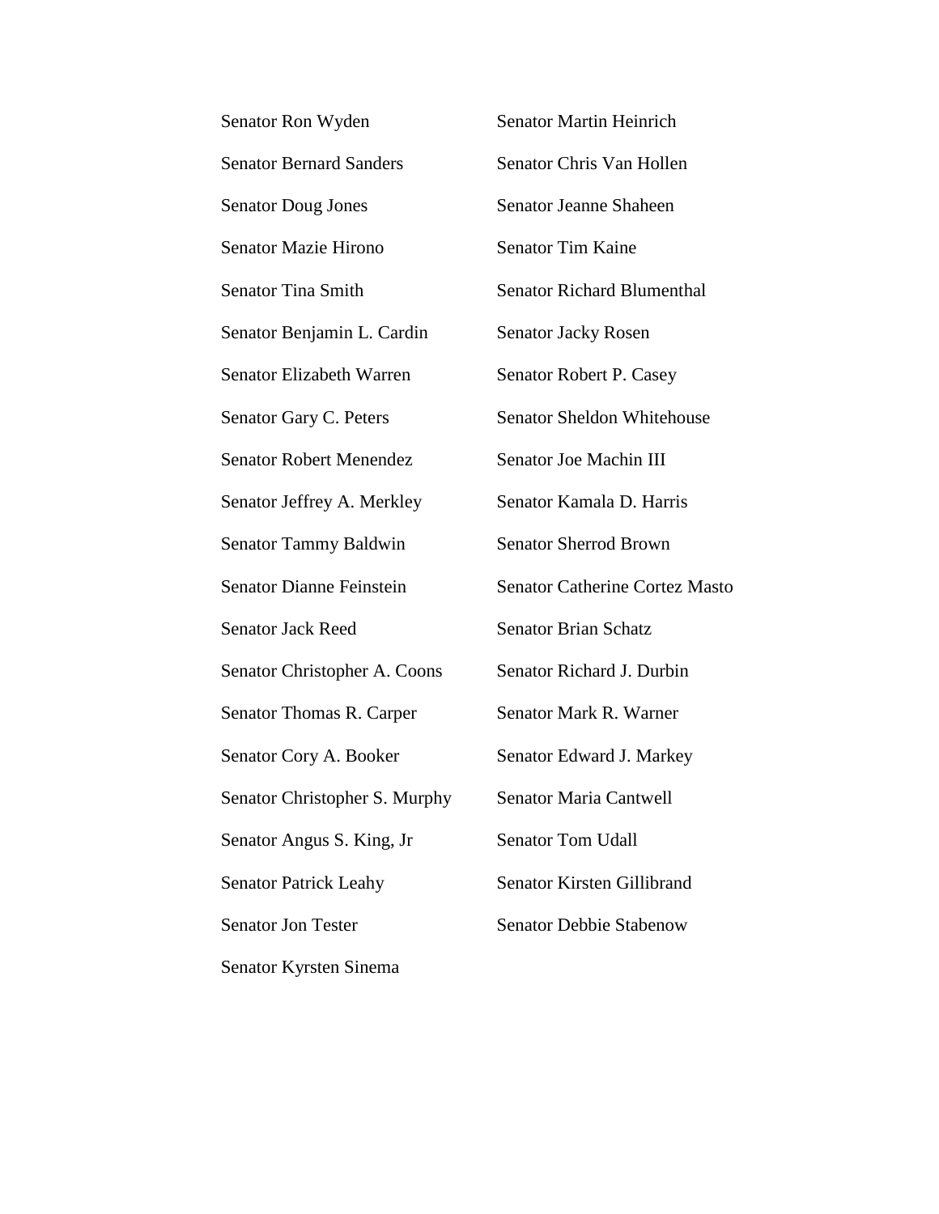Senator Ron Wyden

Senator Bernard Sanders

Senator Doug Jones

Senator Mazie Hirono

Senator Tina Smith

Senator Benjamin L. Cardin

Senator Elizabeth Warren

Senator Gary C. Peters

Senator Robert Menendez

Senator Jeffrey A. Merkley

Senator Tammy Baldwin

Senator Dianne Feinstein

Senator Jack Reed

Senator Christopher A. Coons

Senator Thomas R. Carper

Senator Cory A. Booker

Senator Christopher S. Murphy

Senator Angus S. King, Jr

Senator Patrick Leahy

Senator Jon Tester

Senator Kyrsten Sinema

Senator Martin Heinrich

Senator Chris Van Hollen

Senator Jeanne Shaheen

Senator Tim Kaine

Senator Richard Blumenthal

Senator Jacky Rosen

Senator Robert P. Casey

Senator Sheldon Whitehouse

Senator Joe Machin III

Senator Kamala D. Harris

Senator Sherrod Brown

Senator Catherine Cortez Masto

Senator Brian Schatz

Senator Richard J. Durbin

Senator Mark R. Warner

Senator Edward J. Markey

Senator Maria Cantwell

Senator Tom Udall

Senator Kirsten Gillibrand

Senator Debbie Stabenow